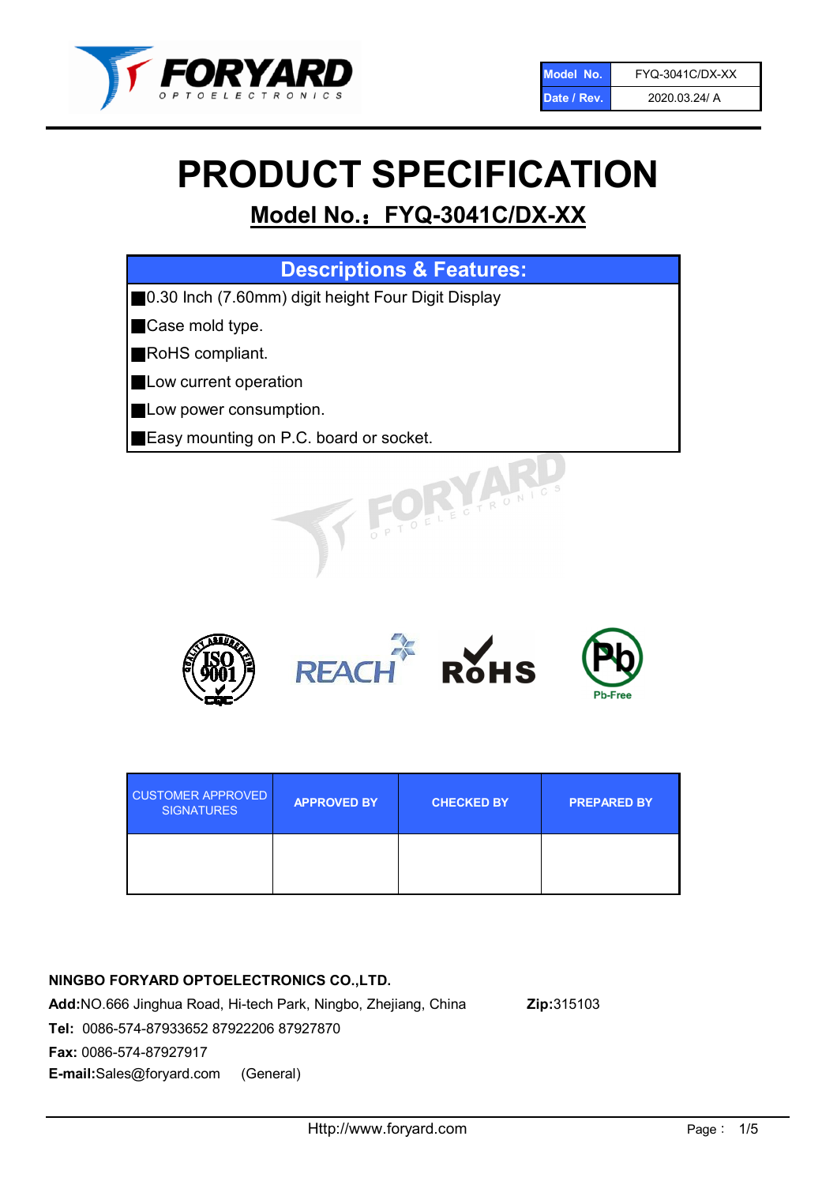| Model No. | FYQ-3041C/DX-XX |
| --- | --- |
| Date / Rev. | 2020.03.24/ A |

# PRODUCT SPECIFICATION

## Model No.：FYQ-3041C/DX-XX

### Descriptions & Features:

- 0.30 Inch (7.60mm) digit height Four Digit Display
- Case mold type.
- RoHS compliant.
- Low current operation
- Low power consumption.
- Easy mounting on P.C. board or socket.

| CUSTOMER APPROVED SIGNATURES | APPROVED BY | CHECKED BY | PREPARED BY |
| --- | --- | --- | --- |
| | | | |

**NINGBO FORYARD OPTOELECTRONICS CO.,LTD.**

**Add:**NO.666 Jinghua Road, Hi-tech Park, Ningbo, Zhejiang, China **Zip:**315103

**Tel:** 0086-574-87933652 87922206 87927870

**Fax:** 0086-574-87927917

**E-mail:**Sales@foryard.com (General)

Http://www.foryard.com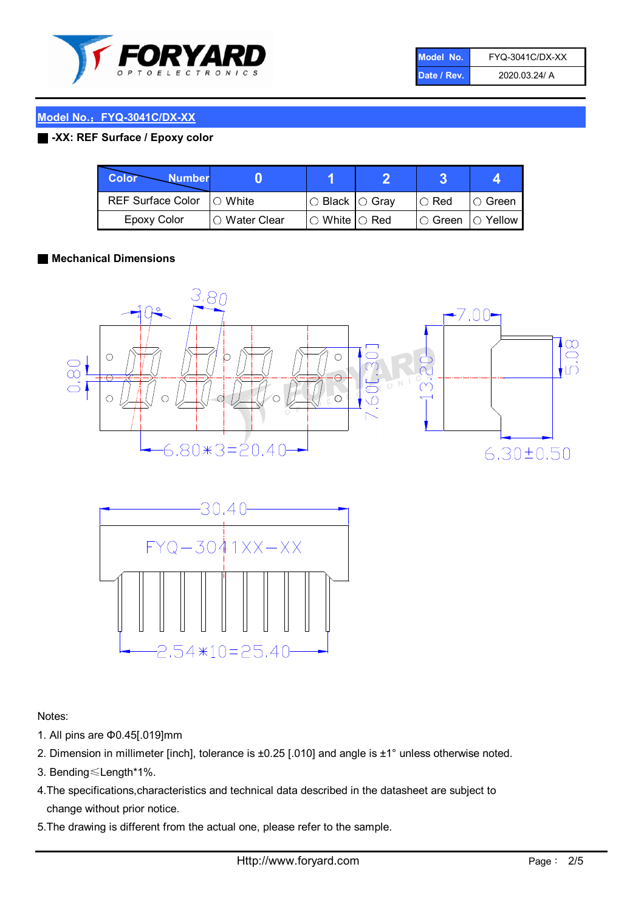## Model No.：FYQ-3041C/DX-XX

**-XX: REF Surface / Epoxy color**

| Color \ Number | 0 | 1 | 2 | 3 | 4 |
|---|---|---|---|---|---|
| REF Surface Color | ○ White | ○ Black | ○ Gray | ○ Red | ○ Green |
| Epoxy Color | ○ Water Clear | ○ White | ○ Red | ○ Green | ○ Yellow |

**Mechanical Dimensions**

Notes:

1. All pins are Φ0.45[.019]mm
2. Dimension in millimeter [inch], tolerance is ±0.25 [.010] and angle is ±1° unless otherwise noted.
3. Bending≤Length*1%.
4. The specifications,characteristics and technical data described in the datasheet are subject to change without prior notice.
5. The drawing is different from the actual one, please refer to the sample.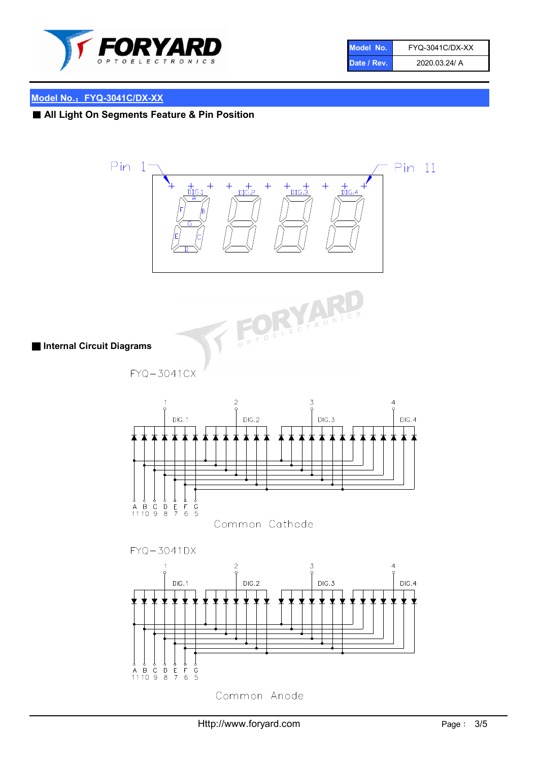## Model No.：FYQ-3041C/DX-XX

### ■ All Light On Segments Feature & Pin Position

Pin 1 Pin 11

DIG.1 DIG.2 DIG.3 DIG.4

A B C D E F G

### ■ Internal Circuit Diagrams

FYQ−3041CX

1 2 3 4

DIG.1 DIG.2 DIG.3 DIG.4

A B C D E F G
11 10 9 8 7 6 5

Common Cathode

FYQ−3041DX

1 2 3 4

DIG.1 DIG.2 DIG.3 DIG.4

A B C D E F G
11 10 9 8 7 6 5

Common Anode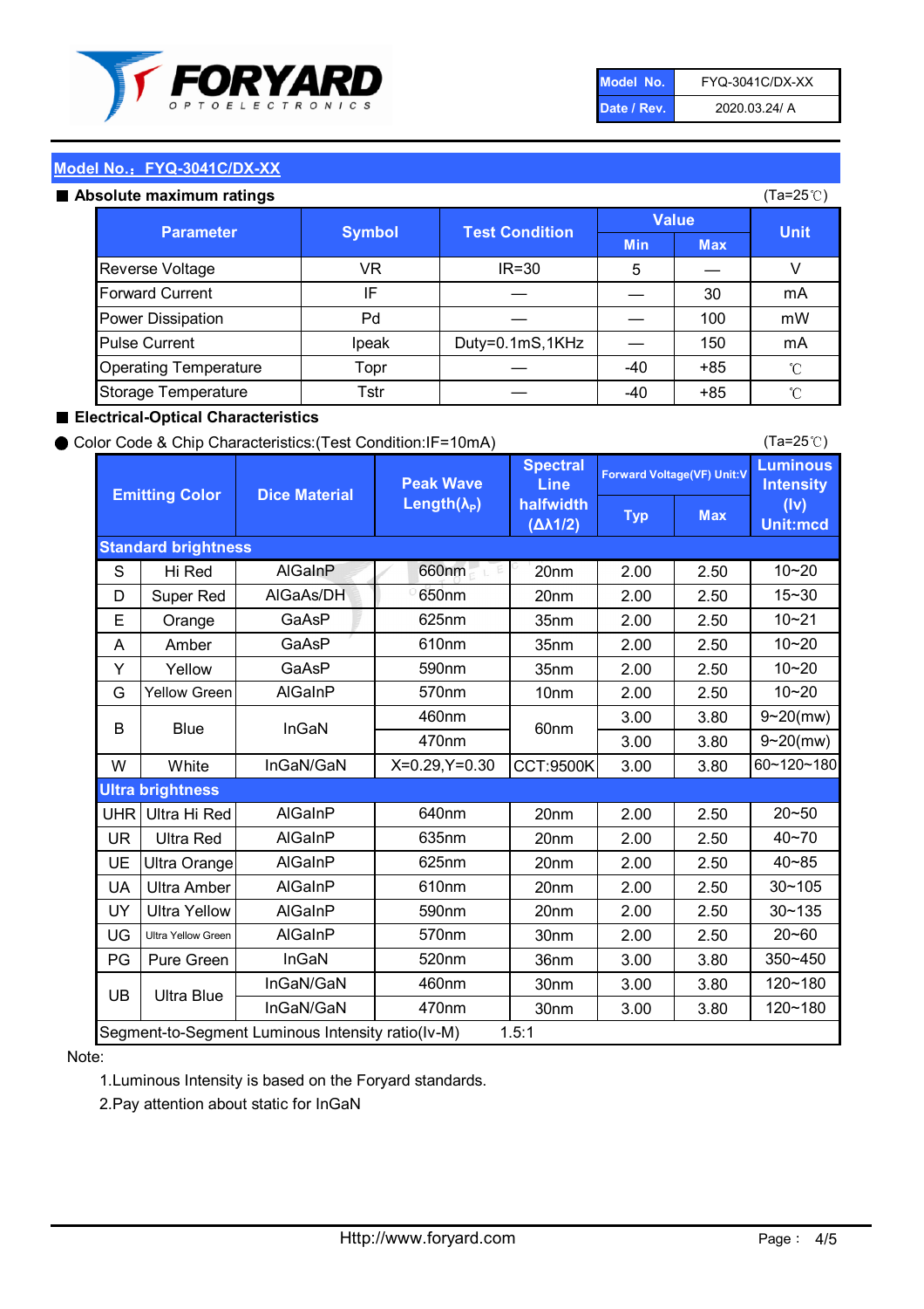| Model No. | FYQ-3041C/DX-XX |
|---|---|
| Date / Rev. | 2020.03.24/ A |

## Model No.：FYQ-3041C/DX-XX

■ **Absolute maximum ratings** (Ta=25℃)

| Parameter | Symbol | Test Condition | Value | | Unit |
|---|---|---|---|---|---|
| | | | Min | Max | |
| Reverse Voltage | VR | IR=30 | 5 | — | V |
| Forward Current | IF | — | — | 30 | mA |
| Power Dissipation | Pd | — | — | 100 | mW |
| Pulse Current | Ipeak | Duty=0.1mS,1KHz | — | 150 | mA |
| Operating Temperature | Topr | — | -40 | +85 | ℃ |
| Storage Temperature | Tstr | — | -40 | +85 | ℃ |

■ **Electrical-Optical Characteristics**

● Color Code & Chip Characteristics:(Test Condition:IF=10mA) (Ta=25℃)

| | Emitting Color | Dice Material | Peak Wave Length($\lambda_P$) | Spectral Line halfwidth ($\Delta\lambda 1/2$) | Forward Voltage(VF) Unit:V | | Luminous Intensity (Iv) Unit:mcd |
|---|---|---|---|---|---|---|---|
| | | | | | Typ | Max | |
| **Standard brightness** | | | | | | | |
| S | Hi Red | AlGaInP | 660nm | 20nm | 2.00 | 2.50 | 10~20 |
| D | Super Red | AlGaAs/DH | 650nm | 20nm | 2.00 | 2.50 | 15~30 |
| E | Orange | GaAsP | 625nm | 35nm | 2.00 | 2.50 | 10~21 |
| A | Amber | GaAsP | 610nm | 35nm | 2.00 | 2.50 | 10~20 |
| Y | Yellow | GaAsP | 590nm | 35nm | 2.00 | 2.50 | 10~20 |
| G | Yellow Green | AlGaInP | 570nm | 10nm | 2.00 | 2.50 | 10~20 |
| B | Blue | InGaN | 460nm | 60nm | 3.00 | 3.80 | 9~20(mw) |
| | | | 470nm | | 3.00 | 3.80 | 9~20(mw) |
| W | White | InGaN/GaN | X=0.29,Y=0.30 | CCT:9500K | 3.00 | 3.80 | 60~120~180 |
| **Ultra brightness** | | | | | | | |
| UHR | Ultra Hi Red | AlGaInP | 640nm | 20nm | 2.00 | 2.50 | 20~50 |
| UR | Ultra Red | AlGaInP | 635nm | 20nm | 2.00 | 2.50 | 40~70 |
| UE | Ultra Orange | AlGaInP | 625nm | 20nm | 2.00 | 2.50 | 40~85 |
| UA | Ultra Amber | AlGaInP | 610nm | 20nm | 2.00 | 2.50 | 30~105 |
| UY | Ultra Yellow | AlGaInP | 590nm | 20nm | 2.00 | 2.50 | 30~135 |
| UG | Ultra Yellow Green | AlGaInP | 570nm | 30nm | 2.00 | 2.50 | 20~60 |
| PG | Pure Green | InGaN | 520nm | 36nm | 3.00 | 3.80 | 350~450 |
| UB | Ultra Blue | InGaN/GaN | 460nm | 30nm | 3.00 | 3.80 | 120~180 |
| | | InGaN/GaN | 470nm | 30nm | 3.00 | 3.80 | 120~180 |
| Segment-to-Segment Luminous Intensity ratio(Iv-M) | | | 1.5:1 | | | | |

Note:

1.Luminous Intensity is based on the Foryard standards.

2.Pay attention about static for InGaN

Http://www.foryard.com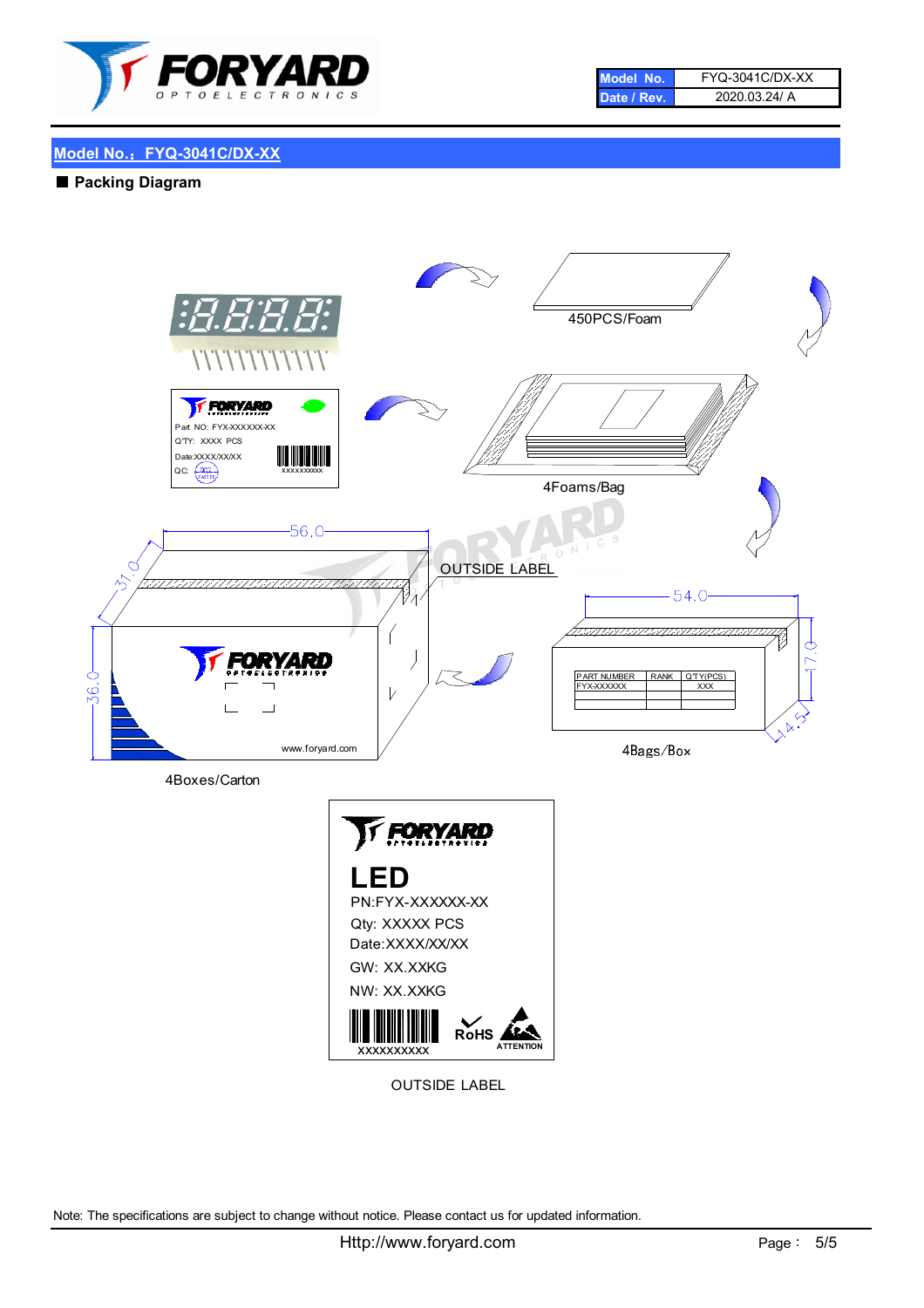| | |
|---|---|
| Model No. | FYQ-3041C/DX-XX |
| Date / Rev. | 2020.03.24/ A |

## Model No.：FYQ-3041C/DX-XX

■ **Packing Diagram**

450PCS/Foam

Part NO: FYX-XXXXXX-XX
Q'TY: XXXX PCS
Date:XXXX/XX/XX
QC:

4Foams/Bag

56.0

31.0

36.0

OUTSIDE LABEL

www.foryard.com

4Boxes/Carton

54.0

17.0

14.5

| PART NUMBER | RANK | Q'TY(PCS) |
|---|---|---|
| FYX-XXXXXX | | XXX |

4Bags/Box

LED
PN:FYX-XXXXXX-XX
Qty: XXXXX PCS
Date:XXXX/XX/XX
GW: XX.XXKG
NW: XX.XXKG
XXXXXXXXXX
RoHS
ATTENTION

OUTSIDE LABEL

Note: The specifications are subject to change without notice. Please contact us for updated information.

Http://www.foryard.com